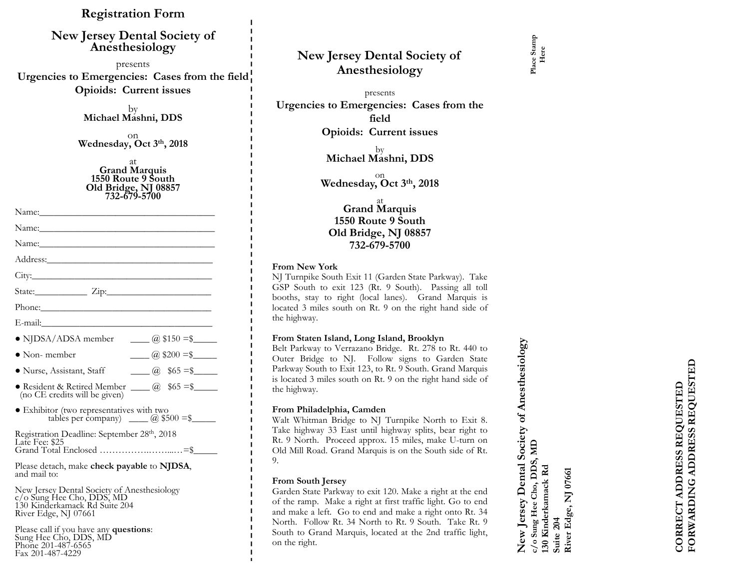# Registration Form

## New Jersey Dental Society of Anesthesiology

presents

**Urgencies to Emergencies: Cases from the field**
**Opioids: Current issues**

by
**Michael Mashni, DDS**

on
**Wednesday, Oct 3th, 2018**

at
**Grand Marquis**
**1550 Route 9 South**
**Old Bridge, NJ 08857**
**732-679-5700**

Name:_____________________________________

Name:_____________________________________

Name:_____________________________________

Address:___________________________________

City:______________________________________

State:___________ Zip:______________________

Phone:____________________________________

E-mail:____________________________________

- NJDSA/ADSA member ____ @ $150 =$_____
- Non- member ____ @ $200 =$_____
- Nurse, Assistant, Staff ____ @ $65 =$_____
- Resident & Retired Member ____ @ $65 =$_____
  (no CE credits will be given)
- Exhibitor (two representatives with two tables per company) ____ @ $500 =$_____

Registration Deadline: September 28th, 2018
Late Fee: $25
Grand Total Enclosed ……………..…….....…=$_____

Please detach, make **check payable** to **NJDSA**, and mail to:

New Jersey Dental Society of Anesthesiology
c/o Sung Hee Cho, DDS, MD
130 Kinderkamack Rd Suite 204
River Edge, NJ 07661

Please call if you have any **questions**:
Sung Hee Cho, DDS, MD
Phone 201-487-6565
Fax 201-487-4229

## New Jersey Dental Society of Anesthesiology

presents

**Urgencies to Emergencies: Cases from the field**
**Opioids: Current issues**

by
**Michael Mashni, DDS**

on
**Wednesday, Oct 3th, 2018**

at
**Grand Marquis**
**1550 Route 9 South**
**Old Bridge, NJ 08857**
**732-679-5700**

**From New York**
NJ Turnpike South Exit 11 (Garden State Parkway). Take GSP South to exit 123 (Rt. 9 South). Passing all toll booths, stay to right (local lanes). Grand Marquis is located 3 miles south on Rt. 9 on the right hand side of the highway.

**From Staten Island, Long Island, Brooklyn**
Belt Parkway to Verrazano Bridge. Rt. 278 to Rt. 440 to Outer Bridge to NJ. Follow signs to Garden State Parkway South to Exit 123, to Rt. 9 South. Grand Marquis is located 3 miles south on Rt. 9 on the right hand side of the highway.

**From Philadelphia, Camden**
Walt Whitman Bridge to NJ Turnpike North to Exit 8. Take highway 33 East until highway splits, bear right to Rt. 9 North. Proceed approx. 15 miles, make U-turn on Old Mill Road. Grand Marquis is on the South side of Rt. 9.

**From South Jersey**
Garden State Parkway to exit 120. Make a right at the end of the ramp. Make a right at first traffic light. Go to end and make a left. Go to end and make a right onto Rt. 34 North. Follow Rt. 34 North to Rt. 9 South. Take Rt. 9 South to Grand Marquis, located at the 2nd traffic light, on the right.

**Place Stamp Here**

**New Jersey Dental Society of Anesthesiology**
**c/o Sung Hee Cho, DDS, MD**
**130 Kinderkamack Rd**
**Suite 204**
**River Edge, NJ 07661**

**CORRECT ADDRESS REQUESTED**
**FORWARDING ADDRESS REQUESTED**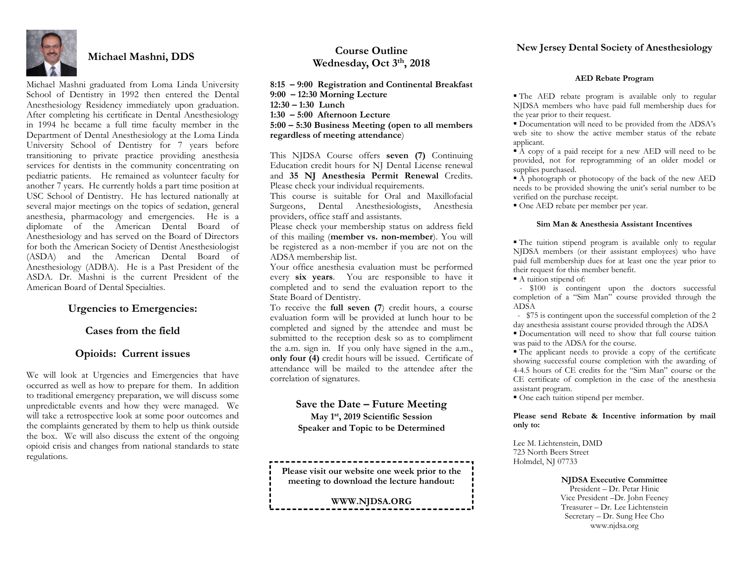## Michael Mashni, DDS

Michael Mashni graduated from Loma Linda University School of Dentistry in 1992 then entered the Dental Anesthesiology Residency immediately upon graduation. After completing his certificate in Dental Anesthesiology in 1994 he became a full time faculty member in the Department of Dental Anesthesiology at the Loma Linda University School of Dentistry for 7 years before transitioning to private practice providing anesthesia services for dentists in the community concentrating on pediatric patients. He remained as volunteer faculty for another 7 years. He currently holds a part time position at USC School of Dentistry. He has lectured nationally at several major meetings on the topics of sedation, general anesthesia, pharmacology and emergencies. He is a diplomate of the American Dental Board of Anesthesiology and has served on the Board of Directors for both the American Society of Dentist Anesthesiologist (ASDA) and the American Dental Board of Anesthesiology (ADBA). He is a Past President of the ASDA. Dr. Mashni is the current President of the American Board of Dental Specialties.

### Urgencies to Emergencies:

### Cases from the field

### Opioids: Current issues

We will look at Urgencies and Emergencies that have occurred as well as how to prepare for them. In addition to traditional emergency preparation, we will discuss some unpredictable events and how they were managed. We will take a retrospective look at some poor outcomes and the complaints generated by them to help us think outside the box. We will also discuss the extent of the ongoing opioid crisis and changes from national standards to state regulations.

## Course Outline
## Wednesday, Oct 3rd, 2018

**8:15 – 9:00 Registration and Continental Breakfast**
**9:00 – 12:30 Morning Lecture**
**12:30 – 1:30 Lunch**
**1:30 – 5:00 Afternoon Lecture**
**5:00 – 5:30 Business Meeting (open to all members regardless of meeting attendance**)

This NJDSA Course offers **seven (7)** Continuing Education credit hours for NJ Dental License renewal and **35 NJ Anesthesia Permit Renewal** Credits. Please check your individual requirements.

This course is suitable for Oral and Maxillofacial Surgeons, Dental Anesthesiologists, Anesthesia providers, office staff and assistants.

Please check your membership status on address field of this mailing (**member vs. non-member**). You will be registered as a non-member if you are not on the ADSA membership list.

Your office anesthesia evaluation must be performed every **six years**. You are responsible to have it completed and to send the evaluation report to the State Board of Dentistry.

To receive the **full seven (7**) credit hours, a course evaluation form will be provided at lunch hour to be completed and signed by the attendee and must be submitted to the reception desk so as to compliment the a.m. sign in. If you only have signed in the a.m., **only four (4)** credit hours will be issued. Certificate of attendance will be mailed to the attendee after the correlation of signatures.

### Save the Date – Future Meeting
**May 1st, 2019 Scientific Session**
**Speaker and Topic to be Determined**

**Please visit our website one week prior to the meeting to download the lecture handout:**

**WWW.NJDSA.ORG**

## New Jersey Dental Society of Anesthesiology

#### AED Rebate Program

- The AED rebate program is available only to regular NJDSA members who have paid full membership dues for the year prior to their request.
- Documentation will need to be provided from the ADSA's web site to show the active member status of the rebate applicant.
- A copy of a paid receipt for a new AED will need to be provided, not for reprogramming of an older model or supplies purchased.
- A photograph or photocopy of the back of the new AED needs to be provided showing the unit's serial number to be verified on the purchase receipt.
- One AED rebate per member per year.

#### Sim Man & Anesthesia Assistant Incentives

- The tuition stipend program is available only to regular NJDSA members (or their assistant employees) who have paid full membership dues for at least one the year prior to their request for this member benefit.
- A tuition stipend of:
  - $100 is contingent upon the doctors successful completion of a "Sim Man" course provided through the ADSA
  - $75 is contingent upon the successful completion of the 2 day anesthesia assistant course provided through the ADSA
- Documentation will need to show that full course tuition was paid to the ADSA for the course.
- The applicant needs to provide a copy of the certificate showing successful course completion with the awarding of 4-4.5 hours of CE credits for the "Sim Man" course or the CE certificate of completion in the case of the anesthesia assistant program.
- One each tuition stipend per member.

**Please send Rebate & Incentive information by mail only to:**

Lee M. Lichtenstein, DMD
723 North Beers Street
Holmdel, NJ 07733

**NJDSA Executive Committee**
President – Dr. Petar Hinic
Vice President –Dr. John Feeney
Treasurer – Dr. Lee Lichtenstein
Secretary – Dr. Sung Hee Cho
www.njdsa.org